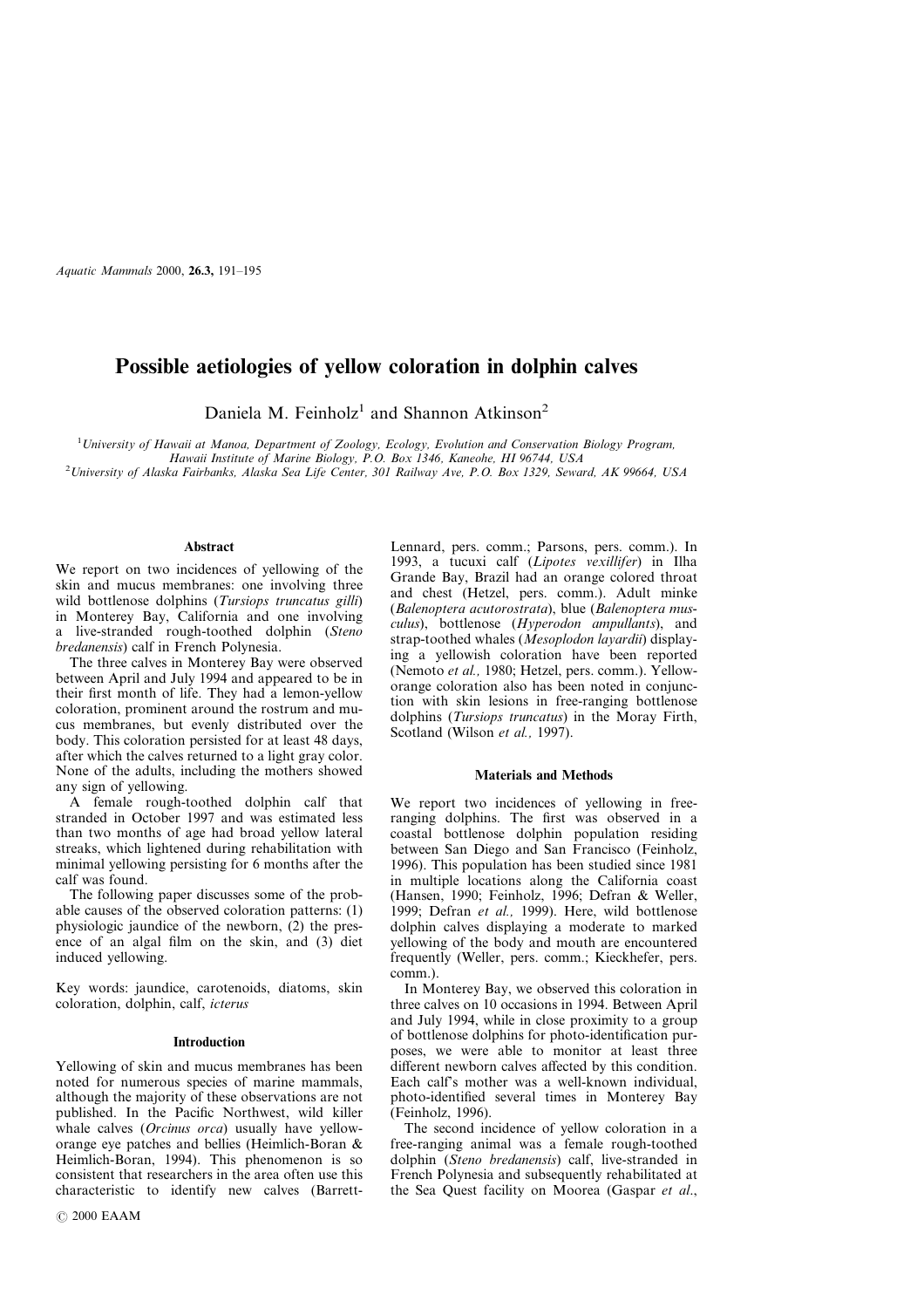# Possible aetiologies of yellow coloration in dolphin calves

Daniela M. Feinholz[1] and Shannon Atkinson[2]

[1] *University of Hawaii at Manoa, Department of Zoology, Ecology, Evolution and Conservation Biology Program, Hawaii Institute of Marine Biology, P.O. Box 1346, Kaneohe, HI 96744, USA*
[2] *University of Alaska Fairbanks, Alaska Sea Life Center, 301 Railway Ave, P.O. Box 1329, Seward, AK 99664, USA*

## Abstract

We report on two incidences of yellowing of the skin and mucus membranes: one involving three wild bottlenose dolphins (*Tursiops truncatus gilli*) in Monterey Bay, California and one involving a live-stranded rough-toothed dolphin (*Steno bredanensis*) calf in French Polynesia.

The three calves in Monterey Bay were observed between April and July 1994 and appeared to be in their first month of life. They had a lemon-yellow coloration, prominent around the rostrum and mucus membranes, but evenly distributed over the body. This coloration persisted for at least 48 days, after which the calves returned to a light gray color. None of the adults, including the mothers showed any sign of yellowing.

A female rough-toothed dolphin calf that stranded in October 1997 and was estimated less than two months of age had broad yellow lateral streaks, which lightened during rehabilitation with minimal yellowing persisting for 6 months after the calf was found.

The following paper discusses some of the probable causes of the observed coloration patterns: (1) physiologic jaundice of the newborn, (2) the presence of an algal film on the skin, and (3) diet induced yellowing.

Key words: jaundice, carotenoids, diatoms, skin coloration, dolphin, calf, *icterus*

## Introduction

Yellowing of skin and mucus membranes has been noted for numerous species of marine mammals, although the majority of these observations are not published. In the Pacific Northwest, wild killer whale calves (*Orcinus orca*) usually have yellow-orange eye patches and bellies (Heimlich-Boran & Heimlich-Boran, 1994). This phenomenon is so consistent that researchers in the area often use this characteristic to identify new calves (Barrett-Lennard, pers. comm.; Parsons, pers. comm.). In 1993, a tucuxi calf (*Lipotes vexillifer*) in Ilha Grande Bay, Brazil had an orange colored throat and chest (Hetzel, pers. comm.). Adult minke (*Balenoptera acutorostrata*), blue (*Balenoptera musculus*), bottlenose (*Hyperodon ampullants*), and strap-toothed whales (*Mesoplodon layardii*) displaying a yellowish coloration have been reported (Nemoto *et al.,* 1980; Hetzel, pers. comm.). Yellow-orange coloration also has been noted in conjunction with skin lesions in free-ranging bottlenose dolphins (*Tursiops truncatus*) in the Moray Firth, Scotland (Wilson *et al.,* 1997).

## Materials and Methods

We report two incidences of yellowing in free-ranging dolphins. The first was observed in a coastal bottlenose dolphin population residing between San Diego and San Francisco (Feinholz, 1996). This population has been studied since 1981 in multiple locations along the California coast (Hansen, 1990; Feinholz, 1996; Defran & Weller, 1999; Defran *et al.,* 1999). Here, wild bottlenose dolphin calves displaying a moderate to marked yellowing of the body and mouth are encountered frequently (Weller, pers. comm.; Kieckhefer, pers. comm.).

In Monterey Bay, we observed this coloration in three calves on 10 occasions in 1994. Between April and July 1994, while in close proximity to a group of bottlenose dolphins for photo-identification purposes, we were able to monitor at least three different newborn calves affected by this condition. Each calf's mother was a well-known individual, photo-identified several times in Monterey Bay (Feinholz, 1996).

The second incidence of yellow coloration in a free-ranging animal was a female rough-toothed dolphin (*Steno bredanensis*) calf, live-stranded in French Polynesia and subsequently rehabilitated at the Sea Quest facility on Moorea (Gaspar *et al.*,

© 2000 EAAM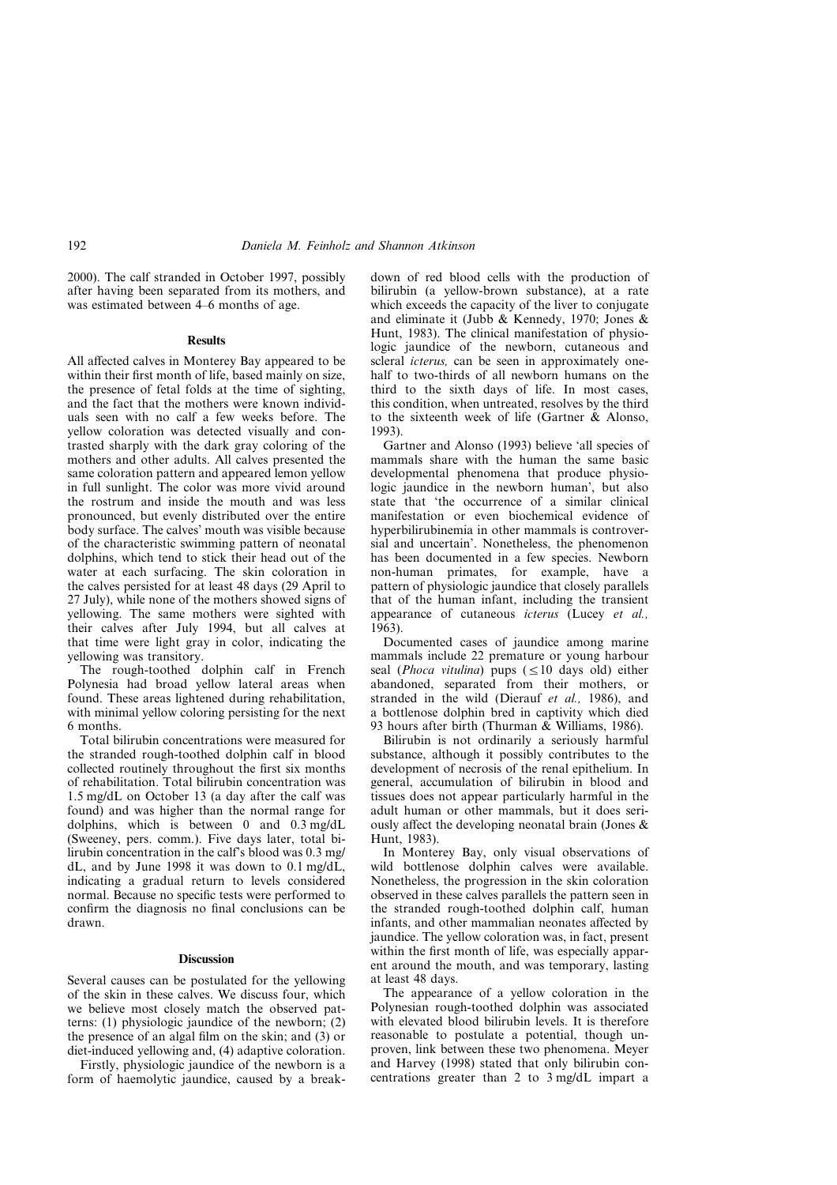2000). The calf stranded in October 1997, possibly after having been separated from its mothers, and was estimated between 4–6 months of age.

## Results

All affected calves in Monterey Bay appeared to be within their first month of life, based mainly on size, the presence of fetal folds at the time of sighting, and the fact that the mothers were known individuals seen with no calf a few weeks before. The yellow coloration was detected visually and contrasted sharply with the dark gray coloring of the mothers and other adults. All calves presented the same coloration pattern and appeared lemon yellow in full sunlight. The color was more vivid around the rostrum and inside the mouth and was less pronounced, but evenly distributed over the entire body surface. The calves' mouth was visible because of the characteristic swimming pattern of neonatal dolphins, which tend to stick their head out of the water at each surfacing. The skin coloration in the calves persisted for at least 48 days (29 April to 27 July), while none of the mothers showed signs of yellowing. The same mothers were sighted with their calves after July 1994, but all calves at that time were light gray in color, indicating the yellowing was transitory.

The rough-toothed dolphin calf in French Polynesia had broad yellow lateral areas when found. These areas lightened during rehabilitation, with minimal yellow coloring persisting for the next 6 months.

Total bilirubin concentrations were measured for the stranded rough-toothed dolphin calf in blood collected routinely throughout the first six months of rehabilitation. Total bilirubin concentration was 1.5 mg/dL on October 13 (a day after the calf was found) and was higher than the normal range for dolphins, which is between 0 and 0.3 mg/dL (Sweeney, pers. comm.). Five days later, total bilirubin concentration in the calf's blood was 0.3 mg/dL, and by June 1998 it was down to 0.1 mg/dL, indicating a gradual return to levels considered normal. Because no specific tests were performed to confirm the diagnosis no final conclusions can be drawn.

## Discussion

Several causes can be postulated for the yellowing of the skin in these calves. We discuss four, which we believe most closely match the observed patterns: (1) physiologic jaundice of the newborn; (2) the presence of an algal film on the skin; and (3) or diet-induced yellowing and, (4) adaptive coloration.

Firstly, physiologic jaundice of the newborn is a form of haemolytic jaundice, caused by a breakdown of red blood cells with the production of bilirubin (a yellow-brown substance), at a rate which exceeds the capacity of the liver to conjugate and eliminate it (Jubb & Kennedy, 1970; Jones & Hunt, 1983). The clinical manifestation of physiologic jaundice of the newborn, cutaneous and scleral *icterus,* can be seen in approximately one-half to two-thirds of all newborn humans on the third to the sixth days of life. In most cases, this condition, when untreated, resolves by the third to the sixteenth week of life (Gartner & Alonso, 1993).

Gartner and Alonso (1993) believe 'all species of mammals share with the human the same basic developmental phenomena that produce physiologic jaundice in the newborn human', but also state that 'the occurrence of a similar clinical manifestation or even biochemical evidence of hyperbilirubinemia in other mammals is controversial and uncertain'. Nonetheless, the phenomenon has been documented in a few species. Newborn non-human primates, for example, have a pattern of physiologic jaundice that closely parallels that of the human infant, including the transient appearance of cutaneous *icterus* (Lucey *et al.,* 1963).

Documented cases of jaundice among marine mammals include 22 premature or young harbour seal (*Phoca vitulina*) pups ($\leq$10 days old) either abandoned, separated from their mothers, or stranded in the wild (Dierauf *et al.,* 1986), and a bottlenose dolphin bred in captivity which died 93 hours after birth (Thurman & Williams, 1986).

Bilirubin is not ordinarily a seriously harmful substance, although it possibly contributes to the development of necrosis of the renal epithelium. In general, accumulation of bilirubin in blood and tissues does not appear particularly harmful in the adult human or other mammals, but it does seriously affect the developing neonatal brain (Jones & Hunt, 1983).

In Monterey Bay, only visual observations of wild bottlenose dolphin calves were available. Nonetheless, the progression in the skin coloration observed in these calves parallels the pattern seen in the stranded rough-toothed dolphin calf, human infants, and other mammalian neonates affected by jaundice. The yellow coloration was, in fact, present within the first month of life, was especially apparent around the mouth, and was temporary, lasting at least 48 days.

The appearance of a yellow coloration in the Polynesian rough-toothed dolphin was associated with elevated blood bilirubin levels. It is therefore reasonable to postulate a potential, though unproven, link between these two phenomena. Meyer and Harvey (1998) stated that only bilirubin concentrations greater than 2 to 3 mg/dL impart a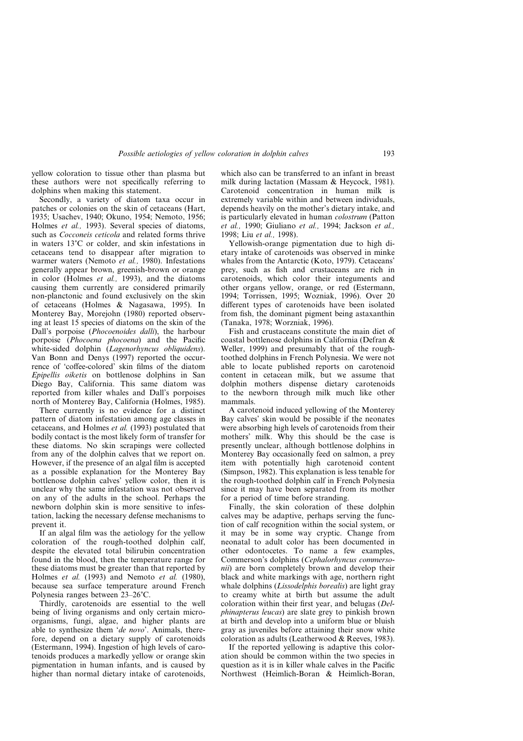yellow coloration to tissue other than plasma but these authors were not specifically referring to dolphins when making this statement.

Secondly, a variety of diatom taxa occur in patches or colonies on the skin of cetaceans (Hart, 1935; Usachev, 1940; Okuno, 1954; Nemoto, 1956; Holmes *et al.,* 1993). Several species of diatoms, such as *Cocconeis ceticola* and related forms thrive in waters 13°C or colder, and skin infestations in cetaceans tend to disappear after migration to warmer waters (Nemoto *et al.,* 1980). Infestations generally appear brown, greenish-brown or orange in color (Holmes *et al.,* 1993), and the diatoms causing them currently are considered primarily non-planctonic and found exclusively on the skin of cetaceans (Holmes & Nagasawa, 1995). In Monterey Bay, Morejohn (1980) reported observing at least 15 species of diatoms on the skin of the Dall's porpoise (*Phocoenoides dalli*), the harbour porpoise (*Phocoena phocoena*) and the Pacific white-sided dolphin (*Lagenorhyncus obliquidens*). Van Bonn and Denys (1997) reported the occurrence of 'coffee-colored' skin films of the diatom *Epipellis oiketis* on bottlenose dolphins in San Diego Bay, California. This same diatom was reported from killer whales and Dall's porpoises north of Monterey Bay, California (Holmes, 1985).

There currently is no evidence for a distinct pattern of diatom infestation among age classes in cetaceans, and Holmes *et al.* (1993) postulated that bodily contact is the most likely form of transfer for these diatoms. No skin scrapings were collected from any of the dolphin calves that we report on. However, if the presence of an algal film is accepted as a possible explanation for the Monterey Bay bottlenose dolphin calves' yellow color, then it is unclear why the same infestation was not observed on any of the adults in the school. Perhaps the newborn dolphin skin is more sensitive to infestation, lacking the necessary defense mechanisms to prevent it.

If an algal film was the aetiology for the yellow coloration of the rough-toothed dolphin calf, despite the elevated total bilirubin concentration found in the blood, then the temperature range for these diatoms must be greater than that reported by Holmes *et al.* (1993) and Nemoto *et al.* (1980), because sea surface temperature around French Polynesia ranges between 23–26°C.

Thirdly, carotenoids are essential to the well being of living organisms and only certain micro-organisms, fungi, algae, and higher plants are able to synthesize them '*de novo*'. Animals, therefore, depend on a dietary supply of carotenoids (Estermann, 1994). Ingestion of high levels of carotenoids produces a markedly yellow or orange skin pigmentation in human infants, and is caused by higher than normal dietary intake of carotenoids, which also can be transferred to an infant in breast milk during lactation (Massam & Heycock, 1981). Carotenoid concentration in human milk is extremely variable within and between individuals, depends heavily on the mother's dietary intake, and is particularly elevated in human *colostrum* (Patton *et al.,* 1990; Giuliano *et al.,* 1994; Jackson *et al.,* 1998; Liu *et al.,* 1998).

Yellowish-orange pigmentation due to high dietary intake of carotenoids was observed in minke whales from the Antarctic (Koto, 1979). Cetaceans' prey, such as fish and crustaceans are rich in carotenoids, which color their integuments and other organs yellow, orange, or red (Estermann, 1994; Torrissen, 1995; Wozniak, 1996). Over 20 different types of carotenoids have been isolated from fish, the dominant pigment being astaxanthin (Tanaka, 1978; Worzniak, 1996).

Fish and crustaceans constitute the main diet of coastal bottlenose dolphins in California (Defran & Weller, 1999) and presumably that of the rough-toothed dolphins in French Polynesia. We were not able to locate published reports on carotenoid content in cetacean milk, but we assume that dolphin mothers dispense dietary carotenoids to the newborn through milk much like other mammals.

A carotenoid induced yellowing of the Monterey Bay calves' skin would be possible if the neonates were absorbing high levels of carotenoids from their mothers' milk. Why this should be the case is presently unclear, although bottlenose dolphins in Monterey Bay occasionally feed on salmon, a prey item with potentially high carotenoid content (Simpson, 1982). This explanation is less tenable for the rough-toothed dolphin calf in French Polynesia since it may have been separated from its mother for a period of time before stranding.

Finally, the skin coloration of these dolphin calves may be adaptive, perhaps serving the function of calf recognition within the social system, or it may be in some way cryptic. Change from neonatal to adult color has been documented in other odontocetes. To name a few examples, Commerson's dolphins (*Cephalorhyncus commersonii*) are born completely brown and develop their black and white markings with age, northern right whale dolphins (*Lissodelphis borealis*) are light gray to creamy white at birth but assume the adult coloration within their first year, and belugas (*Delphinapterus leucas*) are slate grey to pinkish brown at birth and develop into a uniform blue or bluish gray as juveniles before attaining their snow white coloration as adults (Leatherwood & Reeves, 1983).

If the reported yellowing is adaptive this coloration should be common within the two species in question as it is in killer whale calves in the Pacific Northwest (Heimlich-Boran & Heimlich-Boran,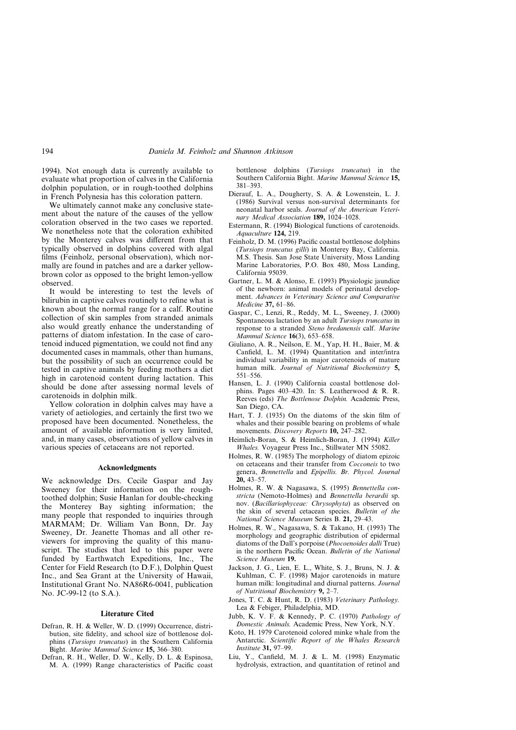1994). Not enough data is currently available to evaluate what proportion of calves in the California dolphin population, or in rough-toothed dolphins in French Polynesia has this coloration pattern.

We ultimately cannot make any conclusive statement about the nature of the causes of the yellow coloration observed in the two cases we reported. We nonetheless note that the coloration exhibited by the Monterey calves was different from that typically observed in dolphins covered with algal films (Feinholz, personal observation), which normally are found in patches and are a darker yellow-brown color as opposed to the bright lemon-yellow observed.

It would be interesting to test the levels of bilirubin in captive calves routinely to refine what is known about the normal range for a calf. Routine collection of skin samples from stranded animals also would greatly enhance the understanding of patterns of diatom infestation. In the case of carotenoid induced pigmentation, we could not find any documented cases in mammals, other than humans, but the possibility of such an occurrence could be tested in captive animals by feeding mothers a diet high in carotenoid content during lactation. This should be done after assessing normal levels of carotenoids in dolphin milk.

Yellow coloration in dolphin calves may have a variety of aetiologies, and certainly the first two we proposed have been documented. Nonetheless, the amount of available information is very limited, and, in many cases, observations of yellow calves in various species of cetaceans are not reported.

### Acknowledgments

We acknowledge Drs. Cecile Gaspar and Jay Sweeney for their information on the rough-toothed dolphin; Susie Hanlan for double-checking the Monterey Bay sighting information; the many people that responded to inquiries through MARMAM; Dr. William Van Bonn, Dr. Jay Sweeney, Dr. Jeanette Thomas and all other reviewers for improving the quality of this manuscript. The studies that led to this paper were funded by Earthwatch Expeditions, Inc., The Center for Field Research (to D.F.), Dolphin Quest Inc., and Sea Grant at the University of Hawaii, Institutional Grant No. NA86R6-0041, publication No. JC-99-12 (to S.A.).

### Literature Cited

Defran, R. H. & Weller, W. D. (1999) Occurrence, distribution, site fidelity, and school size of bottlenose dolphins (*Tursiops truncatus*) in the Southern California Bight. *Marine Mammal Science* **15,** 366–380.

Defran, R. H., Weller, D. W., Kelly, D. L. & Espinosa, M. A. (1999) Range characteristics of Pacific coast bottlenose dolphins (*Tursiops truncatus*) in the Southern California Bight. *Marine Mammal Science* **15,** 381–393.

Dierauf, L. A., Dougherty, S. A. & Lowenstein, L. J. (1986) Survival versus non-survival determinants for neonatal harbor seals. *Journal of the American Veterinary Medical Association* **189,** 1024–1028.

Estermann, R. (1994) Biological functions of carotenoids. *Aquaculture* **124,** 219.

Feinholz, D. M. (1996) Pacific coastal bottlenose dolphins (*Tursiops truncatus gilli*) in Monterey Bay, California. M.S. Thesis. San Jose State University, Moss Landing Marine Laboratories, P.O. Box 480, Moss Landing, California 95039.

Gartner, L. M. & Alonso, E. (1993) Physiologic jaundice of the newborn: animal models of perinatal development. *Advances in Veterinary Science and Comparative Medicine* **37,** 61–86.

Gaspar, C., Lenzi, R., Reddy, M. L., Sweeney, J. (2000) Spontaneous lactation by an adult *Tursiops truncatus* in response to a stranded *Steno bredanensis* calf. *Marine Mammal Science* **16**(3), 653–658.

Giuliano, A. R., Neilson, E. M., Yap, H. H., Baier, M. & Canfield, L. M. (1994) Quantitation and inter/intra individual variability in major carotenoids of mature human milk. *Journal of Nutritional Biochemistry* **5,** 551–556.

Hansen, L. J. (1990) California coastal bottlenose dolphins. Pages 403–420. In: S. Leatherwood & R. R. Reeves (eds) *The Bottlenose Dolphin.* Academic Press, San Diego, CA.

Hart, T. J. (1935) On the diatoms of the skin film of whales and their possible bearing on problems of whale movements. *Discovery Reports* **10,** 247–282.

Heimlich-Boran, S. & Heimlich-Boran, J. (1994) *Killer Whales.* Voyageur Press Inc., Stillwater MN 55082.

Holmes, R. W. (1985) The morphology of diatom epizoic on cetaceans and their transfer from *Cocconeis* to two genera, *Bennettella* and *Epipellis. Br. Phycol. Journal* **20,** 43–57.

Holmes, R. W. & Nagasawa, S. (1995) *Bennettella constricta* (Nemoto-Holmes) and *Bennettella berardii* sp. nov. (*Bacillariophyceae: Chrysophyta*) as observed on the skin of several cetacean species. *Bulletin of the National Science Museum* Series B. **21,** 29–43.

Holmes, R. W., Nagasawa, S. & Takano, H. (1993) The morphology and geographic distribution of epidermal diatoms of the Dall's porpoise (*Phocoenoides dalli* True) in the northern Pacific Ocean. *Bulletin of the National Science Museum* **19.**

Jackson, J. G., Lien, E. L., White, S. J., Bruns, N. J. & Kuhlman, C. F. (1998) Major carotenoids in mature human milk: longitudinal and diurnal patterns. *Journal of Nutritional Biochemistry* **9,** 2–7.

Jones, T. C. & Hunt, R. D. (1983) *Veterinary Pathology.* Lea & Febiger, Philadelphia, MD.

Jubb, K. V. F. & Kennedy, P. C. (1970) *Pathology of Domestic Animals.* Academic Press, New York, N.Y.

Koto, H. 1979 Carotenoid colored minke whale from the Antarctic. *Scientific Report of the Whales Research Institute* **31,** 97–99.

Liu, Y., Canfield, M. J. & L. M. (1998) Enzymatic hydrolysis, extraction, and quantitation of retinol and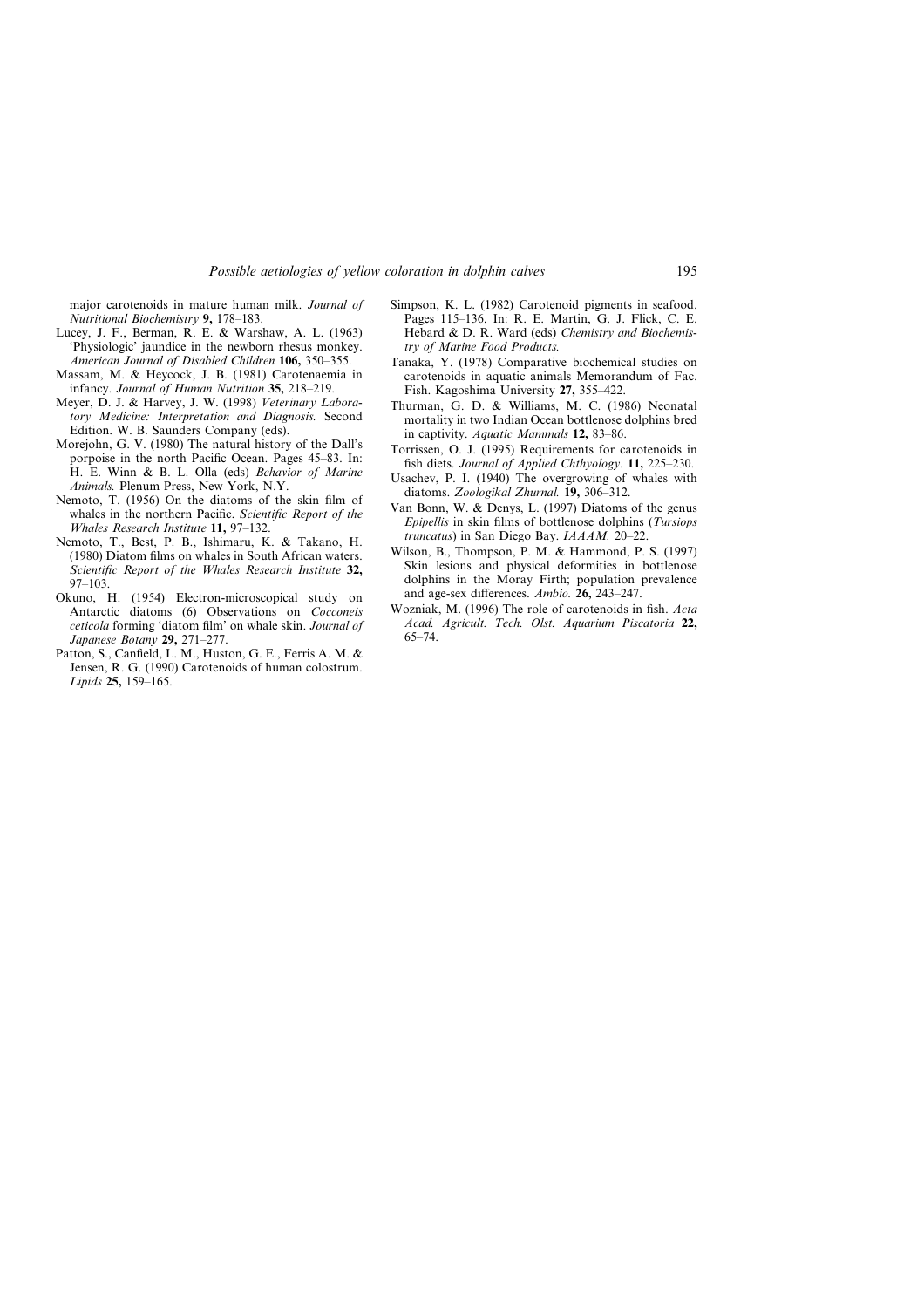major carotenoids in mature human milk. *Journal of Nutritional Biochemistry* **9,** 178–183.

Lucey, J. F., Berman, R. E. & Warshaw, A. L. (1963) 'Physiologic' jaundice in the newborn rhesus monkey. *American Journal of Disabled Children* **106,** 350–355.

Massam, M. & Heycock, J. B. (1981) Carotenaemia in infancy. *Journal of Human Nutrition* **35,** 218–219.

Meyer, D. J. & Harvey, J. W. (1998) *Veterinary Laboratory Medicine: Interpretation and Diagnosis.* Second Edition. W. B. Saunders Company (eds).

Morejohn, G. V. (1980) The natural history of the Dall's porpoise in the north Pacific Ocean. Pages 45–83. In: H. E. Winn & B. L. Olla (eds) *Behavior of Marine Animals.* Plenum Press, New York, N.Y.

Nemoto, T. (1956) On the diatoms of the skin film of whales in the northern Pacific. *Scientific Report of the Whales Research Institute* **11,** 97–132.

Nemoto, T., Best, P. B., Ishimaru, K. & Takano, H. (1980) Diatom films on whales in South African waters. *Scientific Report of the Whales Research Institute* **32,** 97–103.

Okuno, H. (1954) Electron-microscopical study on Antarctic diatoms (6) Observations on *Cocconeis ceticola* forming 'diatom film' on whale skin. *Journal of Japanese Botany* **29,** 271–277.

Patton, S., Canfield, L. M., Huston, G. E., Ferris A. M. & Jensen, R. G. (1990) Carotenoids of human colostrum. *Lipids* **25,** 159–165.

Simpson, K. L. (1982) Carotenoid pigments in seafood. Pages 115–136. In: R. E. Martin, G. J. Flick, C. E. Hebard & D. R. Ward (eds) *Chemistry and Biochemistry of Marine Food Products.*

Tanaka, Y. (1978) Comparative biochemical studies on carotenoids in aquatic animals Memorandum of Fac. Fish. Kagoshima University **27,** 355–422.

Thurman, G. D. & Williams, M. C. (1986) Neonatal mortality in two Indian Ocean bottlenose dolphins bred in captivity. *Aquatic Mammals* **12,** 83–86.

Torrissen, O. J. (1995) Requirements for carotenoids in fish diets. *Journal of Applied Chthyology.* **11,** 225–230.

Usachev, P. I. (1940) The overgrowing of whales with diatoms. *Zoologikal Zhurnal.* **19,** 306–312.

Van Bonn, W. & Denys, L. (1997) Diatoms of the genus *Epipellis* in skin films of bottlenose dolphins (*Tursiops truncatus*) in San Diego Bay. *IAAAM.* 20–22.

Wilson, B., Thompson, P. M. & Hammond, P. S. (1997) Skin lesions and physical deformities in bottlenose dolphins in the Moray Firth; population prevalence and age-sex differences. *Ambio.* **26,** 243–247.

Wozniak, M. (1996) The role of carotenoids in fish. *Acta Acad. Agricult. Tech. Olst. Aquarium Piscatoria* **22,** 65–74.